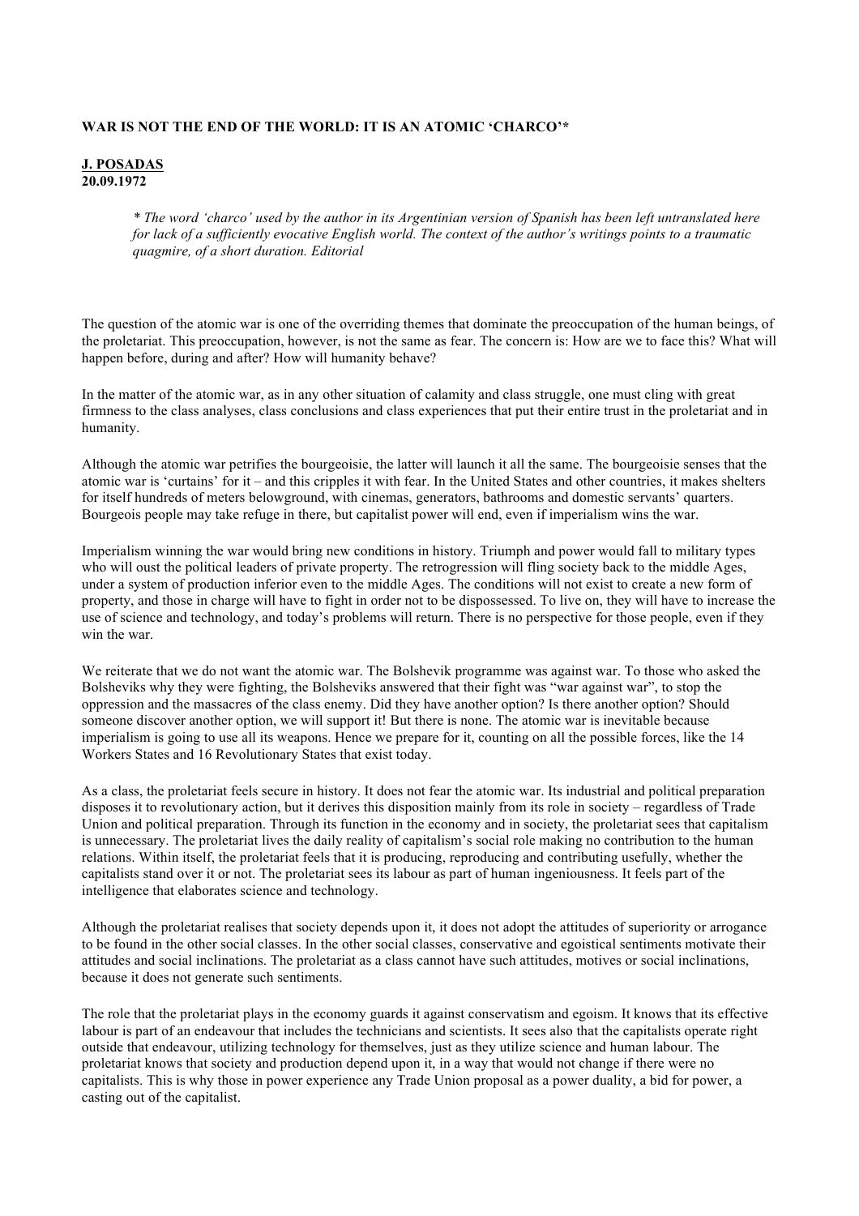# WAR IS NOT THE END OF THE WORLD: IT IS AN ATOMIC 'CHARCO'*

**J. POSADAS**
**20.09.1972**

> *\* The word 'charco' used by the author in its Argentinian version of Spanish has been left untranslated here for lack of a sufficiently evocative English world. The context of the author's writings points to a traumatic quagmire, of a short duration. Editorial*

The question of the atomic war is one of the overriding themes that dominate the preoccupation of the human beings, of the proletariat. This preoccupation, however, is not the same as fear. The concern is: How are we to face this? What will happen before, during and after? How will humanity behave?

In the matter of the atomic war, as in any other situation of calamity and class struggle, one must cling with great firmness to the class analyses, class conclusions and class experiences that put their entire trust in the proletariat and in humanity.

Although the atomic war petrifies the bourgeoisie, the latter will launch it all the same. The bourgeoisie senses that the atomic war is 'curtains' for it – and this cripples it with fear. In the United States and other countries, it makes shelters for itself hundreds of meters belowground, with cinemas, generators, bathrooms and domestic servants' quarters. Bourgeois people may take refuge in there, but capitalist power will end, even if imperialism wins the war.

Imperialism winning the war would bring new conditions in history. Triumph and power would fall to military types who will oust the political leaders of private property. The retrogression will fling society back to the middle Ages, under a system of production inferior even to the middle Ages. The conditions will not exist to create a new form of property, and those in charge will have to fight in order not to be dispossessed. To live on, they will have to increase the use of science and technology, and today's problems will return. There is no perspective for those people, even if they win the war.

We reiterate that we do not want the atomic war. The Bolshevik programme was against war. To those who asked the Bolsheviks why they were fighting, the Bolsheviks answered that their fight was "war against war", to stop the oppression and the massacres of the class enemy. Did they have another option? Is there another option? Should someone discover another option, we will support it! But there is none. The atomic war is inevitable because imperialism is going to use all its weapons. Hence we prepare for it, counting on all the possible forces, like the 14 Workers States and 16 Revolutionary States that exist today.

As a class, the proletariat feels secure in history. It does not fear the atomic war. Its industrial and political preparation disposes it to revolutionary action, but it derives this disposition mainly from its role in society – regardless of Trade Union and political preparation. Through its function in the economy and in society, the proletariat sees that capitalism is unnecessary. The proletariat lives the daily reality of capitalism's social role making no contribution to the human relations. Within itself, the proletariat feels that it is producing, reproducing and contributing usefully, whether the capitalists stand over it or not. The proletariat sees its labour as part of human ingeniousness. It feels part of the intelligence that elaborates science and technology.

Although the proletariat realises that society depends upon it, it does not adopt the attitudes of superiority or arrogance to be found in the other social classes. In the other social classes, conservative and egoistical sentiments motivate their attitudes and social inclinations. The proletariat as a class cannot have such attitudes, motives or social inclinations, because it does not generate such sentiments.

The role that the proletariat plays in the economy guards it against conservatism and egoism. It knows that its effective labour is part of an endeavour that includes the technicians and scientists. It sees also that the capitalists operate right outside that endeavour, utilizing technology for themselves, just as they utilize science and human labour. The proletariat knows that society and production depend upon it, in a way that would not change if there were no capitalists. This is why those in power experience any Trade Union proposal as a power duality, a bid for power, a casting out of the capitalist.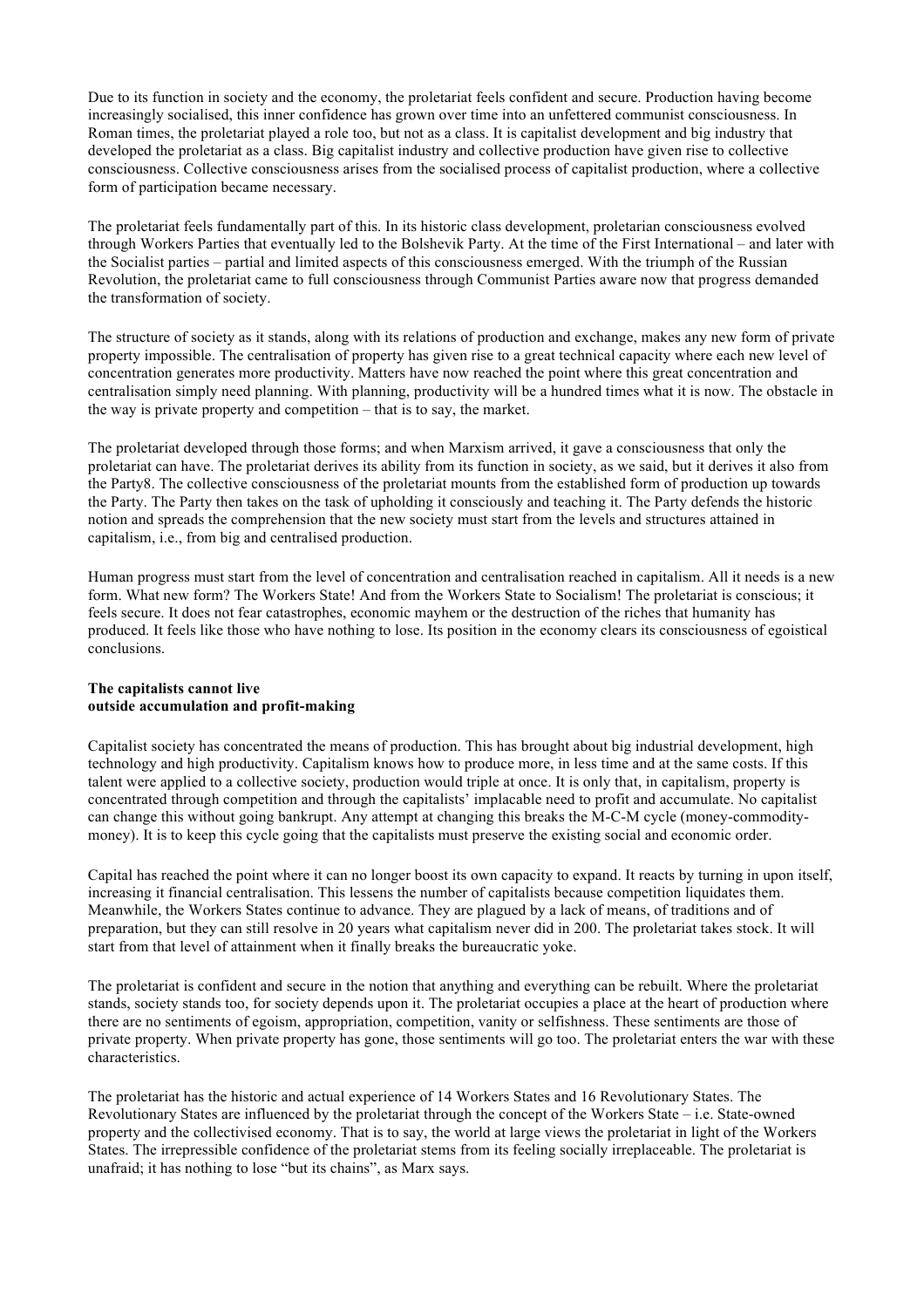Due to its function in society and the economy, the proletariat feels confident and secure. Production having become increasingly socialised, this inner confidence has grown over time into an unfettered communist consciousness. In Roman times, the proletariat played a role too, but not as a class. It is capitalist development and big industry that developed the proletariat as a class. Big capitalist industry and collective production have given rise to collective consciousness. Collective consciousness arises from the socialised process of capitalist production, where a collective form of participation became necessary.

The proletariat feels fundamentally part of this. In its historic class development, proletarian consciousness evolved through Workers Parties that eventually led to the Bolshevik Party. At the time of the First International – and later with the Socialist parties – partial and limited aspects of this consciousness emerged. With the triumph of the Russian Revolution, the proletariat came to full consciousness through Communist Parties aware now that progress demanded the transformation of society.

The structure of society as it stands, along with its relations of production and exchange, makes any new form of private property impossible. The centralisation of property has given rise to a great technical capacity where each new level of concentration generates more productivity. Matters have now reached the point where this great concentration and centralisation simply need planning. With planning, productivity will be a hundred times what it is now. The obstacle in the way is private property and competition – that is to say, the market.

The proletariat developed through those forms; and when Marxism arrived, it gave a consciousness that only the proletariat can have. The proletariat derives its ability from its function in society, as we said, but it derives it also from the Party8. The collective consciousness of the proletariat mounts from the established form of production up towards the Party. The Party then takes on the task of upholding it consciously and teaching it. The Party defends the historic notion and spreads the comprehension that the new society must start from the levels and structures attained in capitalism, i.e., from big and centralised production.

Human progress must start from the level of concentration and centralisation reached in capitalism. All it needs is a new form. What new form? The Workers State! And from the Workers State to Socialism! The proletariat is conscious; it feels secure. It does not fear catastrophes, economic mayhem or the destruction of the riches that humanity has produced. It feels like those who have nothing to lose. Its position in the economy clears its consciousness of egoistical conclusions.

**The capitalists cannot live outside accumulation and profit-making**

Capitalist society has concentrated the means of production. This has brought about big industrial development, high technology and high productivity. Capitalism knows how to produce more, in less time and at the same costs. If this talent were applied to a collective society, production would triple at once. It is only that, in capitalism, property is concentrated through competition and through the capitalists' implacable need to profit and accumulate. No capitalist can change this without going bankrupt. Any attempt at changing this breaks the M-C-M cycle (money-commodity-money). It is to keep this cycle going that the capitalists must preserve the existing social and economic order.

Capital has reached the point where it can no longer boost its own capacity to expand. It reacts by turning in upon itself, increasing it financial centralisation. This lessens the number of capitalists because competition liquidates them. Meanwhile, the Workers States continue to advance. They are plagued by a lack of means, of traditions and of preparation, but they can still resolve in 20 years what capitalism never did in 200. The proletariat takes stock. It will start from that level of attainment when it finally breaks the bureaucratic yoke.

The proletariat is confident and secure in the notion that anything and everything can be rebuilt. Where the proletariat stands, society stands too, for society depends upon it. The proletariat occupies a place at the heart of production where there are no sentiments of egoism, appropriation, competition, vanity or selfishness. These sentiments are those of private property. When private property has gone, those sentiments will go too. The proletariat enters the war with these characteristics.

The proletariat has the historic and actual experience of 14 Workers States and 16 Revolutionary States. The Revolutionary States are influenced by the proletariat through the concept of the Workers State – i.e. State-owned property and the collectivised economy. That is to say, the world at large views the proletariat in light of the Workers States. The irrepressible confidence of the proletariat stems from its feeling socially irreplaceable. The proletariat is unafraid; it has nothing to lose "but its chains", as Marx says.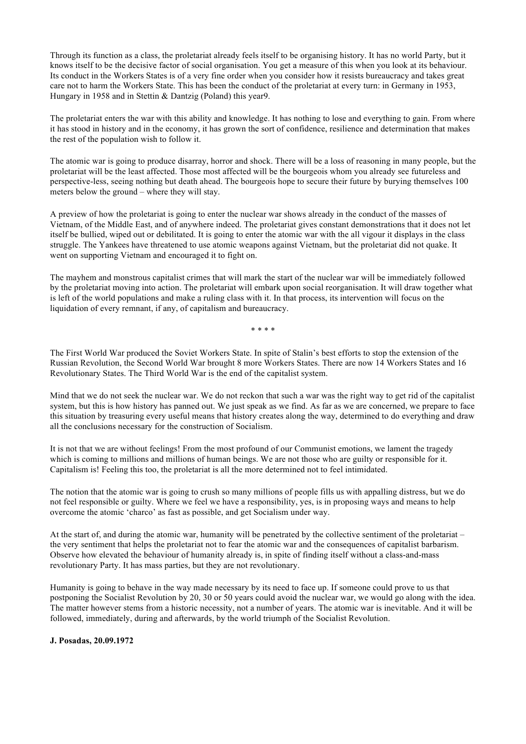Through its function as a class, the proletariat already feels itself to be organising history. It has no world Party, but it knows itself to be the decisive factor of social organisation. You get a measure of this when you look at its behaviour. Its conduct in the Workers States is of a very fine order when you consider how it resists bureaucracy and takes great care not to harm the Workers State. This has been the conduct of the proletariat at every turn: in Germany in 1953, Hungary in 1958 and in Stettin & Dantzig (Poland) this year9.

The proletariat enters the war with this ability and knowledge. It has nothing to lose and everything to gain. From where it has stood in history and in the economy, it has grown the sort of confidence, resilience and determination that makes the rest of the population wish to follow it.

The atomic war is going to produce disarray, horror and shock. There will be a loss of reasoning in many people, but the proletariat will be the least affected. Those most affected will be the bourgeois whom you already see futureless and perspective-less, seeing nothing but death ahead. The bourgeois hope to secure their future by burying themselves 100 meters below the ground – where they will stay.

A preview of how the proletariat is going to enter the nuclear war shows already in the conduct of the masses of Vietnam, of the Middle East, and of anywhere indeed. The proletariat gives constant demonstrations that it does not let itself be bullied, wiped out or debilitated. It is going to enter the atomic war with the all vigour it displays in the class struggle. The Yankees have threatened to use atomic weapons against Vietnam, but the proletariat did not quake. It went on supporting Vietnam and encouraged it to fight on.

The mayhem and monstrous capitalist crimes that will mark the start of the nuclear war will be immediately followed by the proletariat moving into action. The proletariat will embark upon social reorganisation. It will draw together what is left of the world populations and make a ruling class with it. In that process, its intervention will focus on the liquidation of every remnant, if any, of capitalism and bureaucracy.

\* \* \* \*

The First World War produced the Soviet Workers State. In spite of Stalin's best efforts to stop the extension of the Russian Revolution, the Second World War brought 8 more Workers States. There are now 14 Workers States and 16 Revolutionary States. The Third World War is the end of the capitalist system.

Mind that we do not seek the nuclear war. We do not reckon that such a war was the right way to get rid of the capitalist system, but this is how history has panned out. We just speak as we find. As far as we are concerned, we prepare to face this situation by treasuring every useful means that history creates along the way, determined to do everything and draw all the conclusions necessary for the construction of Socialism.

It is not that we are without feelings! From the most profound of our Communist emotions, we lament the tragedy which is coming to millions and millions of human beings. We are not those who are guilty or responsible for it. Capitalism is! Feeling this too, the proletariat is all the more determined not to feel intimidated.

The notion that the atomic war is going to crush so many millions of people fills us with appalling distress, but we do not feel responsible or guilty. Where we feel we have a responsibility, yes, is in proposing ways and means to help overcome the atomic 'charco' as fast as possible, and get Socialism under way.

At the start of, and during the atomic war, humanity will be penetrated by the collective sentiment of the proletariat – the very sentiment that helps the proletariat not to fear the atomic war and the consequences of capitalist barbarism. Observe how elevated the behaviour of humanity already is, in spite of finding itself without a class-and-mass revolutionary Party. It has mass parties, but they are not revolutionary.

Humanity is going to behave in the way made necessary by its need to face up. If someone could prove to us that postponing the Socialist Revolution by 20, 30 or 50 years could avoid the nuclear war, we would go along with the idea. The matter however stems from a historic necessity, not a number of years. The atomic war is inevitable. And it will be followed, immediately, during and afterwards, by the world triumph of the Socialist Revolution.

**J. Posadas, 20.09.1972**